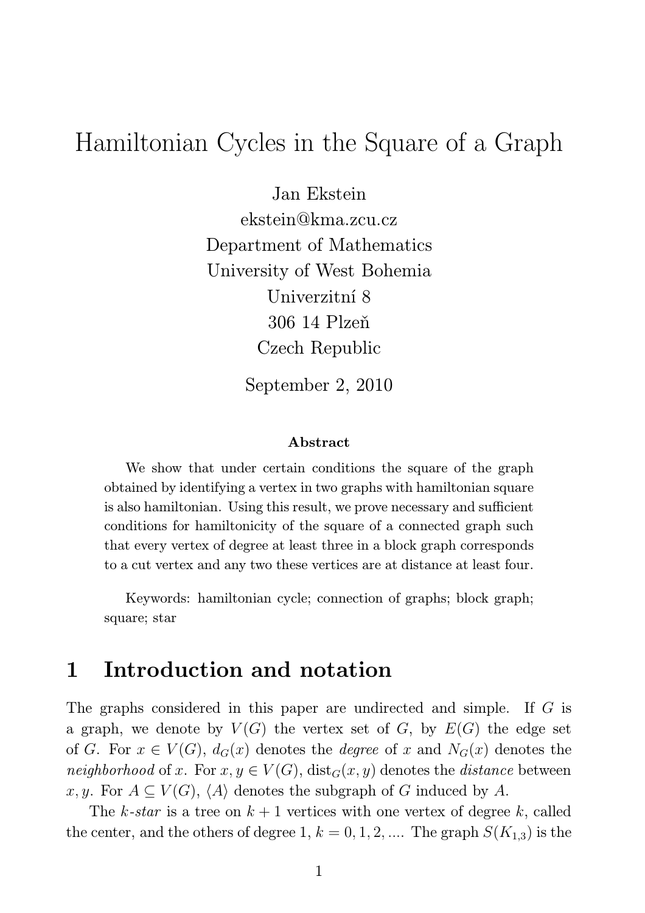# Hamiltonian Cycles in the Square of a Graph

Jan Ekstein
ekstein@kma.zcu.cz
Department of Mathematics
University of West Bohemia
Univerzitní 8
306 14 Plzeň
Czech Republic

September 2, 2010

### Abstract

We show that under certain conditions the square of the graph obtained by identifying a vertex in two graphs with hamiltonian square is also hamiltonian. Using this result, we prove necessary and sufficient conditions for hamiltonicity of the square of a connected graph such that every vertex of degree at least three in a block graph corresponds to a cut vertex and any two these vertices are at distance at least four.

Keywords: hamiltonian cycle; connection of graphs; block graph; square; star

## 1 Introduction and notation

The graphs considered in this paper are undirected and simple. If $G$ is a graph, we denote by $V(G)$ the vertex set of $G$, by $E(G)$ the edge set of $G$. For $x \in V(G)$, $d_G(x)$ denotes the *degree* of $x$ and $N_G(x)$ denotes the *neighborhood* of $x$. For $x, y \in V(G)$, $\text{dist}_G(x, y)$ denotes the *distance* between $x, y$. For $A \subseteq V(G)$, $\langle A \rangle$ denotes the subgraph of $G$ induced by $A$.

The *k-star* is a tree on $k + 1$ vertices with one vertex of degree $k$, called the center, and the others of degree 1, $k = 0, 1, 2, ...$. The graph $S(K_{1,3})$ is the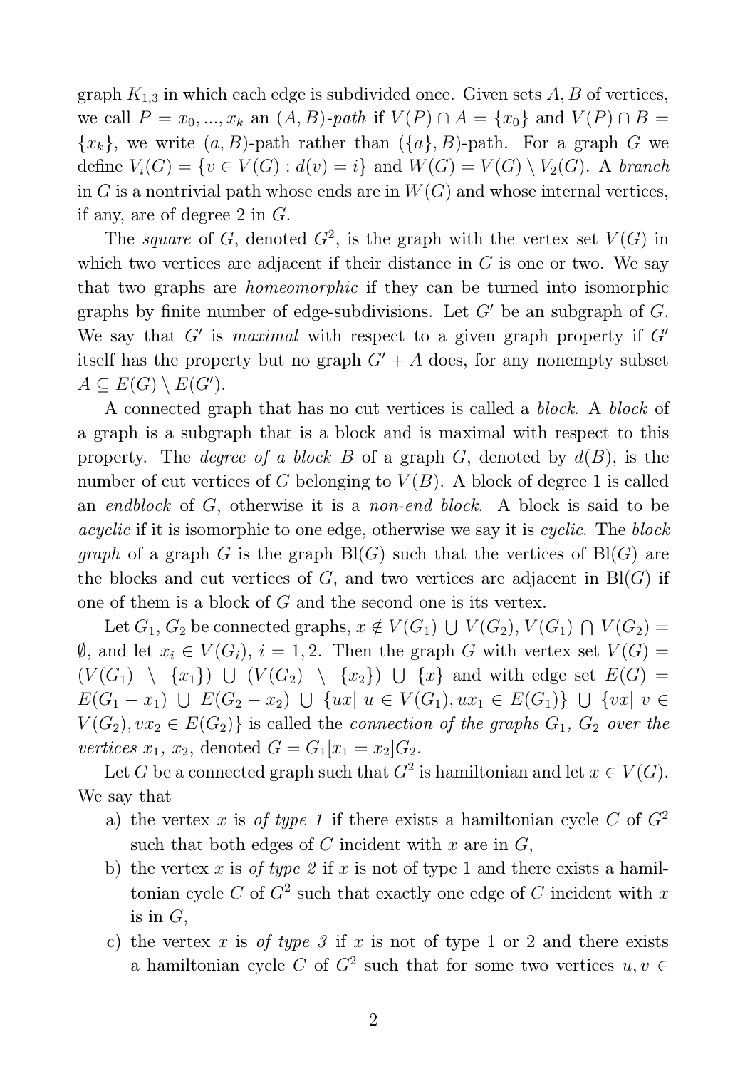graph $K_{1,3}$ in which each edge is subdivided once. Given sets $A, B$ of vertices, we call $P = x_0, ..., x_k$ an *$(A, B)$-path* if $V(P) \cap A = \{x_0\}$ and $V(P) \cap B = \{x_k\}$, we write $(a, B)$-path rather than $(\{a\}, B)$-path. For a graph $G$ we define $V_i(G) = \{v \in V(G) : d(v) = i\}$ and $W(G) = V(G) \setminus V_2(G)$. A *branch* in $G$ is a nontrivial path whose ends are in $W(G)$ and whose internal vertices, if any, are of degree 2 in $G$.

The *square* of $G$, denoted $G^2$, is the graph with the vertex set $V(G)$ in which two vertices are adjacent if their distance in $G$ is one or two. We say that two graphs are *homeomorphic* if they can be turned into isomorphic graphs by finite number of edge-subdivisions. Let $G'$ be an subgraph of $G$. We say that $G'$ is *maximal* with respect to a given graph property if $G'$ itself has the property but no graph $G' + A$ does, for any nonempty subset $A \subseteq E(G) \setminus E(G')$.

A connected graph that has no cut vertices is called a *block*. A *block* of a graph is a subgraph that is a block and is maximal with respect to this property. The *degree of a block* $B$ of a graph $G$, denoted by $d(B)$, is the number of cut vertices of $G$ belonging to $V(B)$. A block of degree 1 is called an *endblock* of $G$, otherwise it is a *non-end block*. A block is said to be *acyclic* if it is isomorphic to one edge, otherwise we say it is *cyclic*. The *block graph* of a graph $G$ is the graph $\mathrm{Bl}(G)$ such that the vertices of $\mathrm{Bl}(G)$ are the blocks and cut vertices of $G$, and two vertices are adjacent in $\mathrm{Bl}(G)$ if one of them is a block of $G$ and the second one is its vertex.

Let $G_1, G_2$ be connected graphs, $x \notin V(G_1) \cup V(G_2)$, $V(G_1) \cap V(G_2) = \emptyset$, and let $x_i \in V(G_i)$, $i = 1, 2$. Then the graph $G$ with vertex set $V(G) = (V(G_1) \setminus \{x_1\}) \cup (V(G_2) \setminus \{x_2\}) \cup \{x\}$ and with edge set $E(G) = E(G_1 - x_1) \cup E(G_2 - x_2) \cup \{ux |\ u \in V(G_1), ux_1 \in E(G_1)\} \cup \{vx |\ v \in V(G_2), vx_2 \in E(G_2)\}$ is called the *connection of the graphs $G_1$, $G_2$ over the vertices $x_1$, $x_2$*, denoted $G = G_1[x_1 = x_2]G_2$.

Let $G$ be a connected graph such that $G^2$ is hamiltonian and let $x \in V(G)$. We say that

a) the vertex $x$ is *of type 1* if there exists a hamiltonian cycle $C$ of $G^2$ such that both edges of $C$ incident with $x$ are in $G$,

b) the vertex $x$ is *of type 2* if $x$ is not of type 1 and there exists a hamiltonian cycle $C$ of $G^2$ such that exactly one edge of $C$ incident with $x$ is in $G$,

c) the vertex $x$ is *of type 3* if $x$ is not of type 1 or 2 and there exists a hamiltonian cycle $C$ of $G^2$ such that for some two vertices $u, v \in$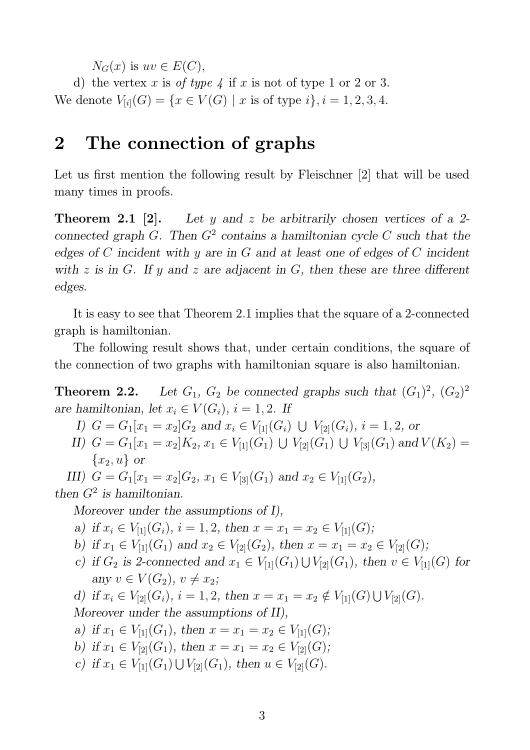$N_G(x)$ is $uv \in E(C)$,

d) the vertex $x$ is *of type 4* if $x$ is not of type 1 or 2 or 3.

We denote $V_{[i]}(G) = \{x \in V(G) \mid x \text{ is of type } i\}, i = 1, 2, 3, 4.$

# 2 The connection of graphs

Let us first mention the following result by Fleischner [2] that will be used many times in proofs.

**Theorem 2.1 [2].** *Let $y$ and $z$ be arbitrarily chosen vertices of a 2-connected graph $G$. Then $G^2$ contains a hamiltonian cycle $C$ such that the edges of $C$ incident with $y$ are in $G$ and at least one of edges of $C$ incident with $z$ is in $G$. If $y$ and $z$ are adjacent in $G$, then these are three different edges.*

It is easy to see that Theorem 2.1 implies that the square of a 2-connected graph is hamiltonian.

The following result shows that, under certain conditions, the square of the connection of two graphs with hamiltonian square is also hamiltonian.

**Theorem 2.2.** *Let $G_1$, $G_2$ be connected graphs such that $(G_1)^2$, $(G_2)^2$ are hamiltonian, let $x_i \in V(G_i)$, $i = 1, 2$. If*

*I) $G = G_1[x_1 = x_2]G_2$ and $x_i \in V_{[1]}(G_i) \cup V_{[2]}(G_i)$, $i = 1, 2$, or*

*II) $G = G_1[x_1 = x_2]K_2$, $x_1 \in V_{[1]}(G_1) \cup V_{[2]}(G_1) \cup V_{[3]}(G_1)$ and $V(K_2) = \{x_2, u\}$ or*

*III) $G = G_1[x_1 = x_2]G_2$, $x_1 \in V_{[3]}(G_1)$ and $x_2 \in V_{[1]}(G_2)$,*

*then $G^2$ is hamiltonian.*

*Moreover under the assumptions of I),*

*a) if $x_i \in V_{[1]}(G_i)$, $i = 1, 2$, then $x = x_1 = x_2 \in V_{[1]}(G)$;*

*b) if $x_1 \in V_{[1]}(G_1)$ and $x_2 \in V_{[2]}(G_2)$, then $x = x_1 = x_2 \in V_{[2]}(G)$;*

*c) if $G_2$ is 2-connected and $x_1 \in V_{[1]}(G_1) \cup V_{[2]}(G_1)$, then $v \in V_{[1]}(G)$ for any $v \in V(G_2)$, $v \neq x_2$;*

*d) if $x_i \in V_{[2]}(G_i)$, $i = 1, 2$, then $x = x_1 = x_2 \notin V_{[1]}(G) \cup V_{[2]}(G)$.*

*Moreover under the assumptions of II),*

*a) if $x_1 \in V_{[1]}(G_1)$, then $x = x_1 = x_2 \in V_{[1]}(G)$;*

*b) if $x_1 \in V_{[2]}(G_1)$, then $x = x_1 = x_2 \in V_{[2]}(G)$;*

*c) if $x_1 \in V_{[1]}(G_1) \cup V_{[2]}(G_1)$, then $u \in V_{[2]}(G)$.*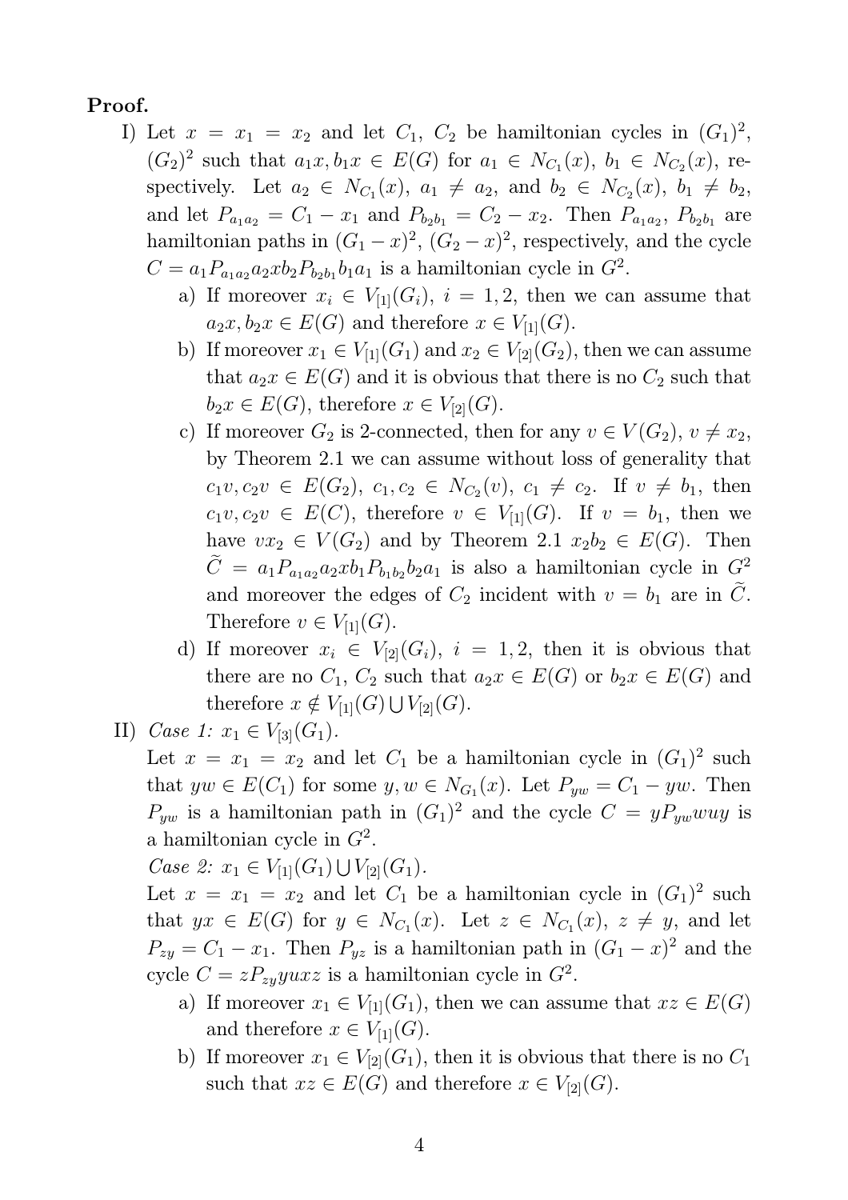**Proof.**

I) Let $x = x_1 = x_2$ and let $C_1$, $C_2$ be hamiltonian cycles in $(G_1)^2$, $(G_2)^2$ such that $a_1x, b_1x \in E(G)$ for $a_1 \in N_{C_1}(x)$, $b_1 \in N_{C_2}(x)$, respectively. Let $a_2 \in N_{C_1}(x)$, $a_1 \neq a_2$, and $b_2 \in N_{C_2}(x)$, $b_1 \neq b_2$, and let $P_{a_1a_2} = C_1 - x_1$ and $P_{b_2b_1} = C_2 - x_2$. Then $P_{a_1a_2}$, $P_{b_2b_1}$ are hamiltonian paths in $(G_1 - x)^2$, $(G_2 - x)^2$, respectively, and the cycle $C = a_1P_{a_1a_2}a_2xb_2P_{b_2b_1}b_1a_1$ is a hamiltonian cycle in $G^2$.

   a) If moreover $x_i \in V_{[1]}(G_i)$, $i = 1, 2$, then we can assume that $a_2x, b_2x \in E(G)$ and therefore $x \in V_{[1]}(G)$.

   b) If moreover $x_1 \in V_{[1]}(G_1)$ and $x_2 \in V_{[2]}(G_2)$, then we can assume that $a_2x \in E(G)$ and it is obvious that there is no $C_2$ such that $b_2x \in E(G)$, therefore $x \in V_{[2]}(G)$.

   c) If moreover $G_2$ is 2-connected, then for any $v \in V(G_2)$, $v \neq x_2$, by Theorem 2.1 we can assume without loss of generality that $c_1v, c_2v \in E(G_2)$, $c_1, c_2 \in N_{C_2}(v)$, $c_1 \neq c_2$. If $v \neq b_1$, then $c_1v, c_2v \in E(C)$, therefore $v \in V_{[1]}(G)$. If $v = b_1$, then we have $vx_2 \in V(G_2)$ and by Theorem 2.1 $x_2b_2 \in E(G)$. Then $\widetilde{C} = a_1P_{a_1a_2}a_2xb_1P_{b_1b_2}b_2a_1$ is also a hamiltonian cycle in $G^2$ and moreover the edges of $C_2$ incident with $v = b_1$ are in $\widetilde{C}$. Therefore $v \in V_{[1]}(G)$.

   d) If moreover $x_i \in V_{[2]}(G_i)$, $i = 1, 2$, then it is obvious that there are no $C_1$, $C_2$ such that $a_2x \in E(G)$ or $b_2x \in E(G)$ and therefore $x \notin V_{[1]}(G) \bigcup V_{[2]}(G)$.

II) *Case 1:* $x_1 \in V_{[3]}(G_1)$.

Let $x = x_1 = x_2$ and let $C_1$ be a hamiltonian cycle in $(G_1)^2$ such that $yw \in E(C_1)$ for some $y, w \in N_{G_1}(x)$. Let $P_{yw} = C_1 - yw$. Then $P_{yw}$ is a hamiltonian path in $(G_1)^2$ and the cycle $C = yP_{yw}wuy$ is a hamiltonian cycle in $G^2$.

*Case 2:* $x_1 \in V_{[1]}(G_1) \bigcup V_{[2]}(G_1)$.

Let $x = x_1 = x_2$ and let $C_1$ be a hamiltonian cycle in $(G_1)^2$ such that $yx \in E(G)$ for $y \in N_{C_1}(x)$. Let $z \in N_{C_1}(x)$, $z \neq y$, and let $P_{zy} = C_1 - x_1$. Then $P_{yz}$ is a hamiltonian path in $(G_1 - x)^2$ and the cycle $C = zP_{zy}yuxz$ is a hamiltonian cycle in $G^2$.

   a) If moreover $x_1 \in V_{[1]}(G_1)$, then we can assume that $xz \in E(G)$ and therefore $x \in V_{[1]}(G)$.

   b) If moreover $x_1 \in V_{[2]}(G_1)$, then it is obvious that there is no $C_1$ such that $xz \in E(G)$ and therefore $x \in V_{[2]}(G)$.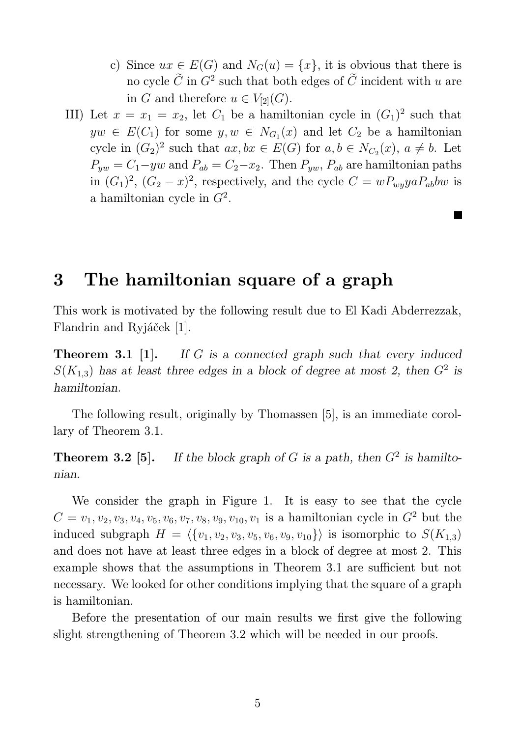c) Since $ux \in E(G)$ and $N_G(u) = \{x\}$, it is obvious that there is no cycle $\widetilde{C}$ in $G^2$ such that both edges of $\widetilde{C}$ incident with $u$ are in $G$ and therefore $u \in V_{[2]}(G)$.

III) Let $x = x_1 = x_2$, let $C_1$ be a hamiltonian cycle in $(G_1)^2$ such that $yw \in E(C_1)$ for some $y, w \in N_{G_1}(x)$ and let $C_2$ be a hamiltonian cycle in $(G_2)^2$ such that $ax, bx \in E(G)$ for $a, b \in N_{C_2}(x)$, $a \neq b$. Let $P_{yw} = C_1 - yw$ and $P_{ab} = C_2 - x_2$. Then $P_{yw}$, $P_{ab}$ are hamiltonian paths in $(G_1)^2$, $(G_2 - x)^2$, respectively, and the cycle $C = wP_{wy}yaP_{ab}bw$ is a hamiltonian cycle in $G^2$.

■

## 3 The hamiltonian square of a graph

This work is motivated by the following result due to El Kadi Abderrezzak, Flandrin and Ryjáček [1].

**Theorem 3.1 [1].** *If $G$ is a connected graph such that every induced $S(K_{1,3})$ has at least three edges in a block of degree at most 2, then $G^2$ is hamiltonian.*

The following result, originally by Thomassen [5], is an immediate corollary of Theorem 3.1.

**Theorem 3.2 [5].** *If the block graph of $G$ is a path, then $G^2$ is hamiltonian.*

We consider the graph in Figure 1. It is easy to see that the cycle $C = v_1, v_2, v_3, v_4, v_5, v_6, v_7, v_8, v_9, v_{10}, v_1$ is a hamiltonian cycle in $G^2$ but the induced subgraph $H = \langle\{v_1, v_2, v_3, v_5, v_6, v_9, v_{10}\}\rangle$ is isomorphic to $S(K_{1,3})$ and does not have at least three edges in a block of degree at most 2. This example shows that the assumptions in Theorem 3.1 are sufficient but not necessary. We looked for other conditions implying that the square of a graph is hamiltonian.

Before the presentation of our main results we first give the following slight strengthening of Theorem 3.2 which will be needed in our proofs.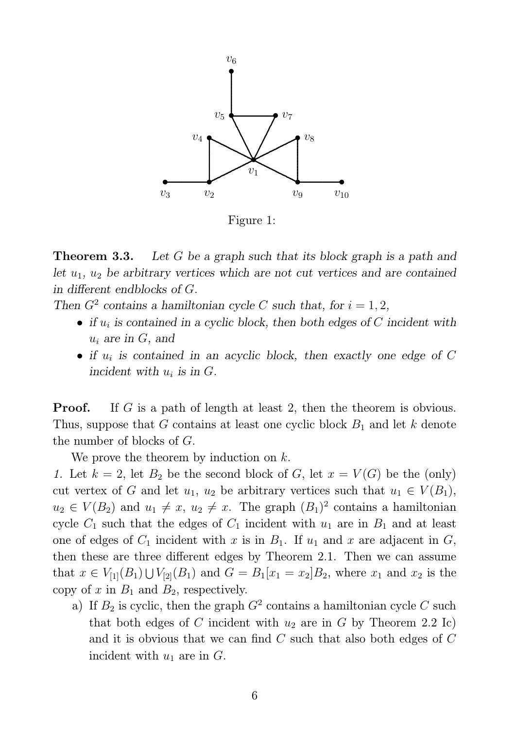Figure 1:

**Theorem 3.3.** *Let $G$ be a graph such that its block graph is a path and let $u_1$, $u_2$ be arbitrary vertices which are not cut vertices and are contained in different endblocks of $G$.*
*Then $G^2$ contains a hamiltonian cycle $C$ such that, for $i = 1, 2$,*

- *if $u_i$ is contained in a cyclic block, then both edges of $C$ incident with $u_i$ are in $G$, and*
- *if $u_i$ is contained in an acyclic block, then exactly one edge of $C$ incident with $u_i$ is in $G$.*

**Proof.** If $G$ is a path of length at least 2, then the theorem is obvious. Thus, suppose that $G$ contains at least one cyclic block $B_1$ and let $k$ denote the number of blocks of $G$.

We prove the theorem by induction on $k$.

*1.* Let $k = 2$, let $B_2$ be the second block of $G$, let $x = V(G)$ be the (only) cut vertex of $G$ and let $u_1$, $u_2$ be arbitrary vertices such that $u_1 \in V(B_1)$, $u_2 \in V(B_2)$ and $u_1 \neq x$, $u_2 \neq x$. The graph $(B_1)^2$ contains a hamiltonian cycle $C_1$ such that the edges of $C_1$ incident with $u_1$ are in $B_1$ and at least one of edges of $C_1$ incident with $x$ is in $B_1$. If $u_1$ and $x$ are adjacent in $G$, then these are three different edges by Theorem 2.1. Then we can assume that $x \in V_{[1]}(B_1) \bigcup V_{[2]}(B_1)$ and $G = B_1[x_1 = x_2]B_2$, where $x_1$ and $x_2$ is the copy of $x$ in $B_1$ and $B_2$, respectively.

a) If $B_2$ is cyclic, then the graph $G^2$ contains a hamiltonian cycle $C$ such that both edges of $C$ incident with $u_2$ are in $G$ by Theorem 2.2 Ic) and it is obvious that we can find $C$ such that also both edges of $C$ incident with $u_1$ are in $G$.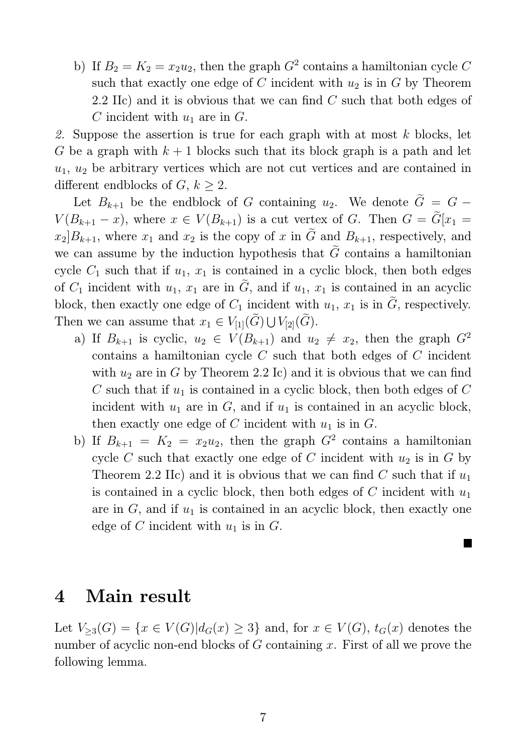b) If $B_2 = K_2 = x_2u_2$, then the graph $G^2$ contains a hamiltonian cycle $C$ such that exactly one edge of $C$ incident with $u_2$ is in $G$ by Theorem 2.2 IIc) and it is obvious that we can find $C$ such that both edges of $C$ incident with $u_1$ are in $G$.

*2.* Suppose the assertion is true for each graph with at most $k$ blocks, let $G$ be a graph with $k+1$ blocks such that its block graph is a path and let $u_1$, $u_2$ be arbitrary vertices which are not cut vertices and are contained in different endblocks of $G$, $k \geq 2$.

Let $B_{k+1}$ be the endblock of $G$ containing $u_2$. We denote $\widetilde{G} = G - V(B_{k+1} - x)$, where $x \in V(B_{k+1})$ is a cut vertex of $G$. Then $G = \widetilde{G}[x_1 = x_2]B_{k+1}$, where $x_1$ and $x_2$ is the copy of $x$ in $\widetilde{G}$ and $B_{k+1}$, respectively, and we can assume by the induction hypothesis that $\widetilde{G}$ contains a hamiltonian cycle $C_1$ such that if $u_1$, $x_1$ is contained in a cyclic block, then both edges of $C_1$ incident with $u_1$, $x_1$ are in $\widetilde{G}$, and if $u_1$, $x_1$ is contained in an acyclic block, then exactly one edge of $C_1$ incident with $u_1$, $x_1$ is in $\widetilde{G}$, respectively. Then we can assume that $x_1 \in V_{[1]}(\widetilde{G}) \bigcup V_{[2]}(\widetilde{G})$.

a) If $B_{k+1}$ is cyclic, $u_2 \in V(B_{k+1})$ and $u_2 \neq x_2$, then the graph $G^2$ contains a hamiltonian cycle $C$ such that both edges of $C$ incident with $u_2$ are in $G$ by Theorem 2.2 Ic) and it is obvious that we can find $C$ such that if $u_1$ is contained in a cyclic block, then both edges of $C$ incident with $u_1$ are in $G$, and if $u_1$ is contained in an acyclic block, then exactly one edge of $C$ incident with $u_1$ is in $G$.

b) If $B_{k+1} = K_2 = x_2u_2$, then the graph $G^2$ contains a hamiltonian cycle $C$ such that exactly one edge of $C$ incident with $u_2$ is in $G$ by Theorem 2.2 IIc) and it is obvious that we can find $C$ such that if $u_1$ is contained in a cyclic block, then both edges of $C$ incident with $u_1$ are in $G$, and if $u_1$ is contained in an acyclic block, then exactly one edge of $C$ incident with $u_1$ is in $G$.

■

## 4 Main result

Let $V_{\geq 3}(G) = \{x \in V(G) | d_G(x) \geq 3\}$ and, for $x \in V(G)$, $t_G(x)$ denotes the number of acyclic non-end blocks of $G$ containing $x$. First of all we prove the following lemma.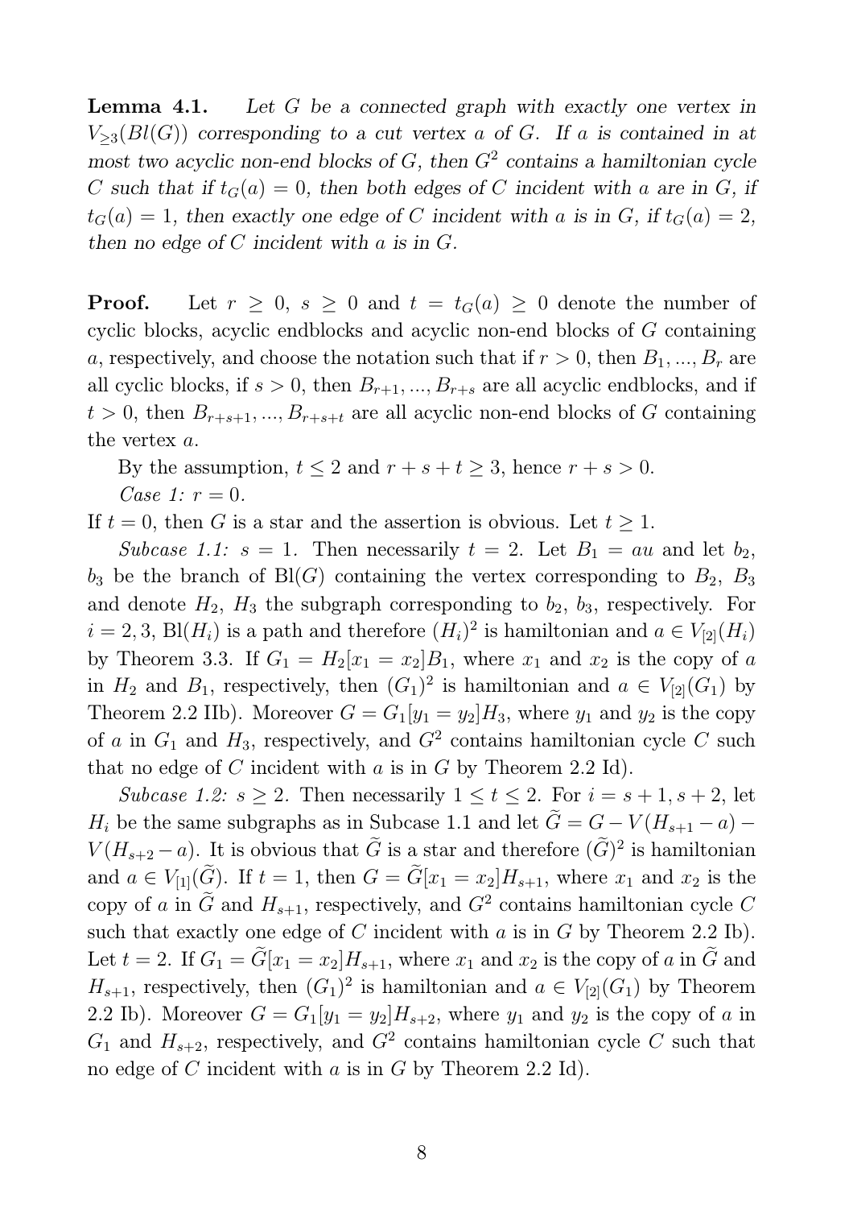**Lemma 4.1.** *Let $G$ be a connected graph with exactly one vertex in $V_{\geq 3}(Bl(G))$ corresponding to a cut vertex $a$ of $G$. If $a$ is contained in at most two acyclic non-end blocks of $G$, then $G^2$ contains a hamiltonian cycle $C$ such that if $t_G(a) = 0$, then both edges of $C$ incident with $a$ are in $G$, if $t_G(a) = 1$, then exactly one edge of $C$ incident with $a$ is in $G$, if $t_G(a) = 2$, then no edge of $C$ incident with $a$ is in $G$.*

**Proof.** Let $r \geq 0$, $s \geq 0$ and $t = t_G(a) \geq 0$ denote the number of cyclic blocks, acyclic endblocks and acyclic non-end blocks of $G$ containing $a$, respectively, and choose the notation such that if $r > 0$, then $B_1, ..., B_r$ are all cyclic blocks, if $s > 0$, then $B_{r+1}, ..., B_{r+s}$ are all acyclic endblocks, and if $t > 0$, then $B_{r+s+1}, ..., B_{r+s+t}$ are all acyclic non-end blocks of $G$ containing the vertex $a$.

By the assumption, $t \leq 2$ and $r + s + t \geq 3$, hence $r + s > 0$.

*Case 1: $r = 0$.*

If $t = 0$, then $G$ is a star and the assertion is obvious. Let $t \geq 1$.

*Subcase 1.1: $s = 1$.* Then necessarily $t = 2$. Let $B_1 = au$ and let $b_2$, $b_3$ be the branch of $\text{Bl}(G)$ containing the vertex corresponding to $B_2$, $B_3$ and denote $H_2$, $H_3$ the subgraph corresponding to $b_2$, $b_3$, respectively. For $i = 2, 3$, $\text{Bl}(H_i)$ is a path and therefore $(H_i)^2$ is hamiltonian and $a \in V_{[2]}(H_i)$ by Theorem 3.3. If $G_1 = H_2[x_1 = x_2]B_1$, where $x_1$ and $x_2$ is the copy of $a$ in $H_2$ and $B_1$, respectively, then $(G_1)^2$ is hamiltonian and $a \in V_{[2]}(G_1)$ by Theorem 2.2 IIb). Moreover $G = G_1[y_1 = y_2]H_3$, where $y_1$ and $y_2$ is the copy of $a$ in $G_1$ and $H_3$, respectively, and $G^2$ contains hamiltonian cycle $C$ such that no edge of $C$ incident with $a$ is in $G$ by Theorem 2.2 Id).

*Subcase 1.2: $s \geq 2$.* Then necessarily $1 \leq t \leq 2$. For $i = s+1, s+2$, let $H_i$ be the same subgraphs as in Subcase 1.1 and let $\widetilde{G} = G - V(H_{s+1} - a) - V(H_{s+2} - a)$. It is obvious that $\widetilde{G}$ is a star and therefore $(\widetilde{G})^2$ is hamiltonian and $a \in V_{[1]}(\widetilde{G})$. If $t = 1$, then $G = \widetilde{G}[x_1 = x_2]H_{s+1}$, where $x_1$ and $x_2$ is the copy of $a$ in $\widetilde{G}$ and $H_{s+1}$, respectively, and $G^2$ contains hamiltonian cycle $C$ such that exactly one edge of $C$ incident with $a$ is in $G$ by Theorem 2.2 Ib). Let $t = 2$. If $G_1 = \widetilde{G}[x_1 = x_2]H_{s+1}$, where $x_1$ and $x_2$ is the copy of $a$ in $\widetilde{G}$ and $H_{s+1}$, respectively, then $(G_1)^2$ is hamiltonian and $a \in V_{[2]}(G_1)$ by Theorem 2.2 Ib). Moreover $G = G_1[y_1 = y_2]H_{s+2}$, where $y_1$ and $y_2$ is the copy of $a$ in $G_1$ and $H_{s+2}$, respectively, and $G^2$ contains hamiltonian cycle $C$ such that no edge of $C$ incident with $a$ is in $G$ by Theorem 2.2 Id).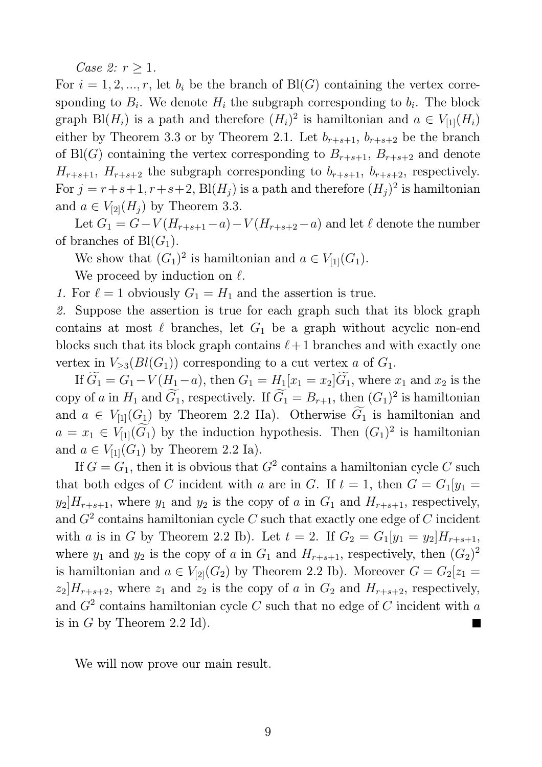*Case 2:* $r \geq 1$.

For $i = 1, 2, ..., r$, let $b_i$ be the branch of $\mathrm{Bl}(G)$ containing the vertex corresponding to $B_i$. We denote $H_i$ the subgraph corresponding to $b_i$. The block graph $\mathrm{Bl}(H_i)$ is a path and therefore $(H_i)^2$ is hamiltonian and $a \in V_{[1]}(H_i)$ either by Theorem 3.3 or by Theorem 2.1. Let $b_{r+s+1}$, $b_{r+s+2}$ be the branch of $\mathrm{Bl}(G)$ containing the vertex corresponding to $B_{r+s+1}$, $B_{r+s+2}$ and denote $H_{r+s+1}$, $H_{r+s+2}$ the subgraph corresponding to $b_{r+s+1}$, $b_{r+s+2}$, respectively. For $j = r+s+1, r+s+2$, $\mathrm{Bl}(H_j)$ is a path and therefore $(H_j)^2$ is hamiltonian and $a \in V_{[2]}(H_j)$ by Theorem 3.3.

Let $G_1 = G - V(H_{r+s+1} - a) - V(H_{r+s+2} - a)$ and let $\ell$ denote the number of branches of $\mathrm{Bl}(G_1)$.

We show that $(G_1)^2$ is hamiltonian and $a \in V_{[1]}(G_1)$.

We proceed by induction on $\ell$.

*1.* For $\ell = 1$ obviously $G_1 = H_1$ and the assertion is true.

*2.* Suppose the assertion is true for each graph such that its block graph contains at most $\ell$ branches, let $G_1$ be a graph without acyclic non-end blocks such that its block graph contains $\ell + 1$ branches and with exactly one vertex in $V_{\geq 3}(Bl(G_1))$ corresponding to a cut vertex $a$ of $G_1$.

If $\widetilde{G_1} = G_1 - V(H_1 - a)$, then $G_1 = H_1[x_1 = x_2]\widetilde{G_1}$, where $x_1$ and $x_2$ is the copy of $a$ in $H_1$ and $\widetilde{G_1}$, respectively. If $\widetilde{G_1} = B_{r+1}$, then $(G_1)^2$ is hamiltonian and $a \in V_{[1]}(G_1)$ by Theorem 2.2 IIa). Otherwise $\widetilde{G_1}$ is hamiltonian and $a = x_1 \in V_{[1]}(\widetilde{G_1})$ by the induction hypothesis. Then $(G_1)^2$ is hamiltonian and $a \in V_{[1]}(G_1)$ by Theorem 2.2 Ia).

If $G = G_1$, then it is obvious that $G^2$ contains a hamiltonian cycle $C$ such that both edges of $C$ incident with $a$ are in $G$. If $t = 1$, then $G = G_1[y_1 = y_2]H_{r+s+1}$, where $y_1$ and $y_2$ is the copy of $a$ in $G_1$ and $H_{r+s+1}$, respectively, and $G^2$ contains hamiltonian cycle $C$ such that exactly one edge of $C$ incident with $a$ is in $G$ by Theorem 2.2 Ib). Let $t = 2$. If $G_2 = G_1[y_1 = y_2]H_{r+s+1}$, where $y_1$ and $y_2$ is the copy of $a$ in $G_1$ and $H_{r+s+1}$, respectively, then $(G_2)^2$ is hamiltonian and $a \in V_{[2]}(G_2)$ by Theorem 2.2 Ib). Moreover $G = G_2[z_1 = z_2]H_{r+s+2}$, where $z_1$ and $z_2$ is the copy of $a$ in $G_2$ and $H_{r+s+2}$, respectively, and $G^2$ contains hamiltonian cycle $C$ such that no edge of $C$ incident with $a$ is in $G$ by Theorem 2.2 Id). ■

We will now prove our main result.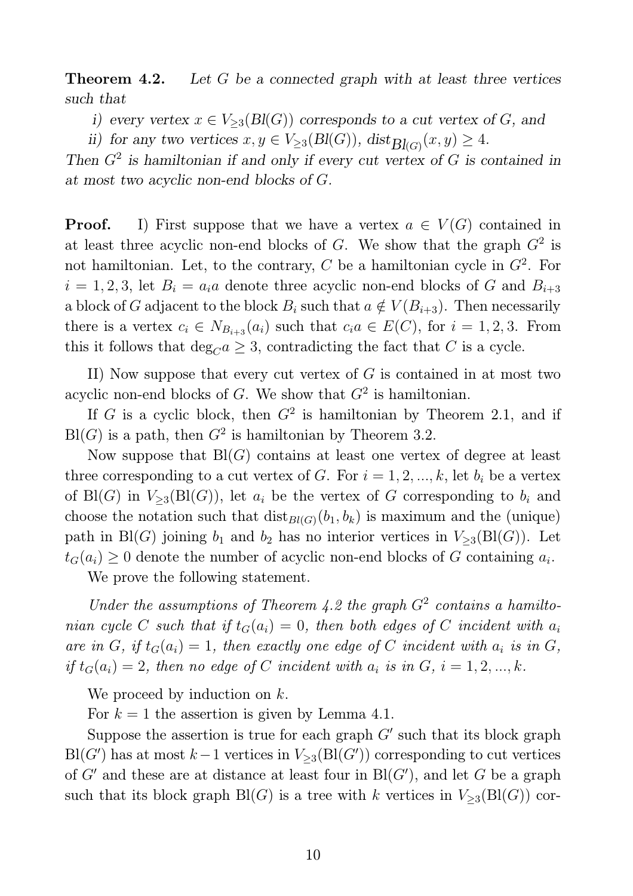**Theorem 4.2.** *Let $G$ be a connected graph with at least three vertices such that*

*i) every vertex $x \in V_{\geq 3}(Bl(G))$ corresponds to a cut vertex of $G$, and*

*ii) for any two vertices $x, y \in V_{\geq 3}(Bl(G))$, $dist_{Bl(G)}(x, y) \geq 4$.*

*Then $G^2$ is hamiltonian if and only if every cut vertex of $G$ is contained in at most two acyclic non-end blocks of $G$.*

**Proof.** I) First suppose that we have a vertex $a \in V(G)$ contained in at least three acyclic non-end blocks of $G$. We show that the graph $G^2$ is not hamiltonian. Let, to the contrary, $C$ be a hamiltonian cycle in $G^2$. For $i = 1, 2, 3$, let $B_i = a_i a$ denote three acyclic non-end blocks of $G$ and $B_{i+3}$ a block of $G$ adjacent to the block $B_i$ such that $a \notin V(B_{i+3})$. Then necessarily there is a vertex $c_i \in N_{B_{i+3}}(a_i)$ such that $c_i a \in E(C)$, for $i = 1, 2, 3$. From this it follows that $\deg_C a \geq 3$, contradicting the fact that $C$ is a cycle.

II) Now suppose that every cut vertex of $G$ is contained in at most two acyclic non-end blocks of $G$. We show that $G^2$ is hamiltonian.

If $G$ is a cyclic block, then $G^2$ is hamiltonian by Theorem 2.1, and if $\mathrm{Bl}(G)$ is a path, then $G^2$ is hamiltonian by Theorem 3.2.

Now suppose that $\mathrm{Bl}(G)$ contains at least one vertex of degree at least three corresponding to a cut vertex of $G$. For $i = 1, 2, ..., k$, let $b_i$ be a vertex of $\mathrm{Bl}(G)$ in $V_{\geq 3}(\mathrm{Bl}(G))$, let $a_i$ be the vertex of $G$ corresponding to $b_i$ and choose the notation such that $\mathrm{dist}_{Bl(G)}(b_1, b_k)$ is maximum and the (unique) path in $\mathrm{Bl}(G)$ joining $b_1$ and $b_2$ has no interior vertices in $V_{\geq 3}(\mathrm{Bl}(G))$. Let $t_G(a_i) \geq 0$ denote the number of acyclic non-end blocks of $G$ containing $a_i$.

We prove the following statement.

*Under the assumptions of Theorem 4.2 the graph $G^2$ contains a hamiltonian cycle $C$ such that if $t_G(a_i) = 0$, then both edges of $C$ incident with $a_i$ are in $G$, if $t_G(a_i) = 1$, then exactly one edge of $C$ incident with $a_i$ is in $G$, if $t_G(a_i) = 2$, then no edge of $C$ incident with $a_i$ is in $G$, $i = 1, 2, ..., k$.*

We proceed by induction on $k$.

For $k = 1$ the assertion is given by Lemma 4.1.

Suppose the assertion is true for each graph $G'$ such that its block graph $\mathrm{Bl}(G')$ has at most $k-1$ vertices in $V_{\geq 3}(\mathrm{Bl}(G'))$ corresponding to cut vertices of $G'$ and these are at distance at least four in $\mathrm{Bl}(G')$, and let $G$ be a graph such that its block graph $\mathrm{Bl}(G)$ is a tree with $k$ vertices in $V_{\geq 3}(\mathrm{Bl}(G))$ cor-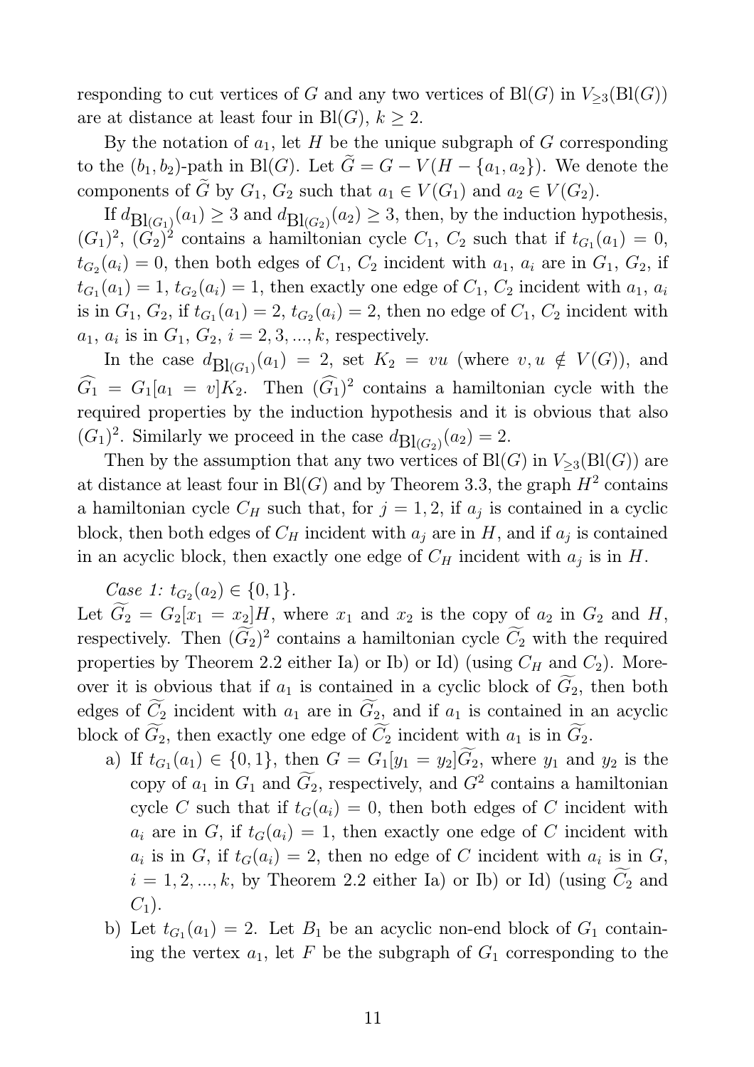responding to cut vertices of $G$ and any two vertices of $\mathrm{Bl}(G)$ in $V_{\geq 3}(\mathrm{Bl}(G))$ are at distance at least four in $\mathrm{Bl}(G)$, $k \geq 2$.

By the notation of $a_1$, let $H$ be the unique subgraph of $G$ corresponding to the $(b_1, b_2)$-path in $\mathrm{Bl}(G)$. Let $\widetilde{G} = G - V(H - \{a_1, a_2\})$. We denote the components of $\widetilde{G}$ by $G_1$, $G_2$ such that $a_1 \in V(G_1)$ and $a_2 \in V(G_2)$.

If $d_{\mathrm{Bl}(G_1)}(a_1) \geq 3$ and $d_{\mathrm{Bl}(G_2)}(a_2) \geq 3$, then, by the induction hypothesis, $(G_1)^2$, $(G_2)^2$ contains a hamiltonian cycle $C_1$, $C_2$ such that if $t_{G_1}(a_1) = 0$, $t_{G_2}(a_i) = 0$, then both edges of $C_1$, $C_2$ incident with $a_1$, $a_i$ are in $G_1$, $G_2$, if $t_{G_1}(a_1) = 1$, $t_{G_2}(a_i) = 1$, then exactly one edge of $C_1$, $C_2$ incident with $a_1$, $a_i$ is in $G_1$, $G_2$, if $t_{G_1}(a_1) = 2$, $t_{G_2}(a_i) = 2$, then no edge of $C_1$, $C_2$ incident with $a_1$, $a_i$ is in $G_1$, $G_2$, $i = 2, 3, ..., k$, respectively.

In the case $d_{\mathrm{Bl}(G_1)}(a_1) = 2$, set $K_2 = vu$ (where $v, u \notin V(G)$), and $\widehat{G_1} = G_1[a_1 = v]K_2$. Then $(\widehat{G_1})^2$ contains a hamiltonian cycle with the required properties by the induction hypothesis and it is obvious that also $(G_1)^2$. Similarly we proceed in the case $d_{\mathrm{Bl}(G_2)}(a_2) = 2$.

Then by the assumption that any two vertices of $\mathrm{Bl}(G)$ in $V_{\geq 3}(\mathrm{Bl}(G))$ are at distance at least four in $\mathrm{Bl}(G)$ and by Theorem 3.3, the graph $H^2$ contains a hamiltonian cycle $C_H$ such that, for $j = 1, 2$, if $a_j$ is contained in a cyclic block, then both edges of $C_H$ incident with $a_j$ are in $H$, and if $a_j$ is contained in an acyclic block, then exactly one edge of $C_H$ incident with $a_j$ is in $H$.

*Case 1: $t_{G_2}(a_2) \in \{0, 1\}$.*
Let $\widetilde{G_2} = G_2[x_1 = x_2]H$, where $x_1$ and $x_2$ is the copy of $a_2$ in $G_2$ and $H$, respectively. Then $(\widetilde{G_2})^2$ contains a hamiltonian cycle $\widetilde{C_2}$ with the required properties by Theorem 2.2 either Ia) or Ib) or Id) (using $C_H$ and $C_2$). Moreover it is obvious that if $a_1$ is contained in a cyclic block of $\widetilde{G_2}$, then both edges of $\widetilde{C_2}$ incident with $a_1$ are in $\widetilde{G_2}$, and if $a_1$ is contained in an acyclic block of $\widetilde{G_2}$, then exactly one edge of $\widetilde{C_2}$ incident with $a_1$ is in $\widetilde{G_2}$.

a) If $t_{G_1}(a_1) \in \{0, 1\}$, then $G = G_1[y_1 = y_2]\widetilde{G_2}$, where $y_1$ and $y_2$ is the copy of $a_1$ in $G_1$ and $\widetilde{G_2}$, respectively, and $G^2$ contains a hamiltonian cycle $C$ such that if $t_G(a_i) = 0$, then both edges of $C$ incident with $a_i$ are in $G$, if $t_G(a_i) = 1$, then exactly one edge of $C$ incident with $a_i$ is in $G$, if $t_G(a_i) = 2$, then no edge of $C$ incident with $a_i$ is in $G$, $i = 1, 2, ..., k$, by Theorem 2.2 either Ia) or Ib) or Id) (using $\widetilde{C_2}$ and $C_1$).

b) Let $t_{G_1}(a_1) = 2$. Let $B_1$ be an acyclic non-end block of $G_1$ containing the vertex $a_1$, let $F$ be the subgraph of $G_1$ corresponding to the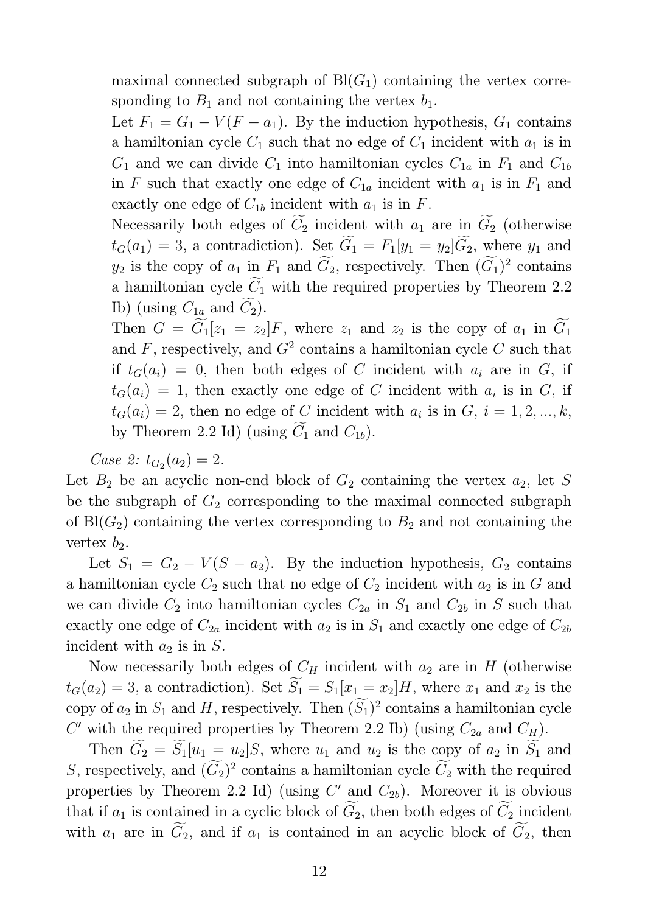maximal connected subgraph of $\mathrm{Bl}(G_1)$ containing the vertex corresponding to $B_1$ and not containing the vertex $b_1$.

Let $F_1 = G_1 - V(F - a_1)$. By the induction hypothesis, $G_1$ contains a hamiltonian cycle $C_1$ such that no edge of $C_1$ incident with $a_1$ is in $G_1$ and we can divide $C_1$ into hamiltonian cycles $C_{1a}$ in $F_1$ and $C_{1b}$ in $F$ such that exactly one edge of $C_{1a}$ incident with $a_1$ is in $F_1$ and exactly one edge of $C_{1b}$ incident with $a_1$ is in $F$.

Necessarily both edges of $\widetilde{C_2}$ incident with $a_1$ are in $\widetilde{G_2}$ (otherwise $t_G(a_1) = 3$, a contradiction). Set $\widetilde{G_1} = F_1[y_1 = y_2]\widetilde{G_2}$, where $y_1$ and $y_2$ is the copy of $a_1$ in $F_1$ and $\widetilde{G_2}$, respectively. Then $(\widetilde{G_1})^2$ contains a hamiltonian cycle $\widetilde{C_1}$ with the required properties by Theorem 2.2 Ib) (using $C_{1a}$ and $\widetilde{C_2}$).

Then $G = \widetilde{G_1}[z_1 = z_2]F$, where $z_1$ and $z_2$ is the copy of $a_1$ in $\widetilde{G_1}$ and $F$, respectively, and $G^2$ contains a hamiltonian cycle $C$ such that if $t_G(a_i) = 0$, then both edges of $C$ incident with $a_i$ are in $G$, if $t_G(a_i) = 1$, then exactly one edge of $C$ incident with $a_i$ is in $G$, if $t_G(a_i) = 2$, then no edge of $C$ incident with $a_i$ is in $G$, $i = 1, 2, ..., k$, by Theorem 2.2 Id) (using $\widetilde{C_1}$ and $C_{1b}$).

*Case 2:* $t_{G_2}(a_2) = 2$.

Let $B_2$ be an acyclic non-end block of $G_2$ containing the vertex $a_2$, let $S$ be the subgraph of $G_2$ corresponding to the maximal connected subgraph of $\mathrm{Bl}(G_2)$ containing the vertex corresponding to $B_2$ and not containing the vertex $b_2$.

Let $S_1 = G_2 - V(S - a_2)$. By the induction hypothesis, $G_2$ contains a hamiltonian cycle $C_2$ such that no edge of $C_2$ incident with $a_2$ is in $G$ and we can divide $C_2$ into hamiltonian cycles $C_{2a}$ in $S_1$ and $C_{2b}$ in $S$ such that exactly one edge of $C_{2a}$ incident with $a_2$ is in $S_1$ and exactly one edge of $C_{2b}$ incident with $a_2$ is in $S$.

Now necessarily both edges of $C_H$ incident with $a_2$ are in $H$ (otherwise $t_G(a_2) = 3$, a contradiction). Set $\widetilde{S_1} = S_1[x_1 = x_2]H$, where $x_1$ and $x_2$ is the copy of $a_2$ in $S_1$ and $H$, respectively. Then $(\widetilde{S_1})^2$ contains a hamiltonian cycle $C'$ with the required properties by Theorem 2.2 Ib) (using $C_{2a}$ and $C_H$).

Then $\widetilde{G_2} = \widetilde{S_1}[u_1 = u_2]S$, where $u_1$ and $u_2$ is the copy of $a_2$ in $\widetilde{S_1}$ and $S$, respectively, and $(\widetilde{G_2})^2$ contains a hamiltonian cycle $\widetilde{C_2}$ with the required properties by Theorem 2.2 Id) (using $C'$ and $C_{2b}$). Moreover it is obvious that if $a_1$ is contained in a cyclic block of $\widetilde{G_2}$, then both edges of $\widetilde{C_2}$ incident with $a_1$ are in $\widetilde{G_2}$, and if $a_1$ is contained in an acyclic block of $\widetilde{G_2}$, then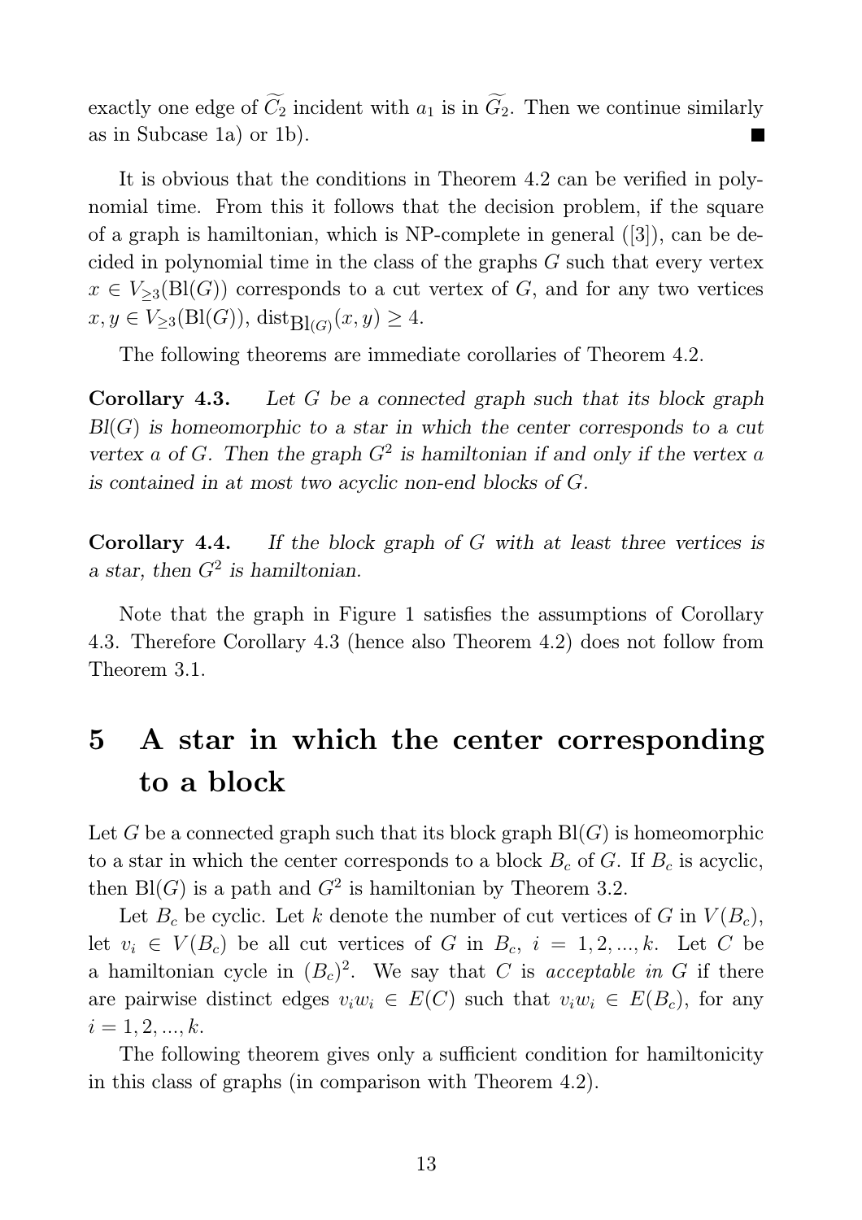exactly one edge of $\widetilde{C_2}$ incident with $a_1$ is in $\widetilde{G_2}$. Then we continue similarly as in Subcase 1a) or 1b). ■

It is obvious that the conditions in Theorem 4.2 can be verified in polynomial time. From this it follows that the decision problem, if the square of a graph is hamiltonian, which is NP-complete in general ([3]), can be decided in polynomial time in the class of the graphs $G$ such that every vertex $x \in V_{\geq 3}(\mathrm{Bl}(G))$ corresponds to a cut vertex of $G$, and for any two vertices $x, y \in V_{\geq 3}(\mathrm{Bl}(G))$, $\mathrm{dist}_{\mathrm{Bl}(G)}(x, y) \geq 4$.

The following theorems are immediate corollaries of Theorem 4.2.

**Corollary 4.3.** *Let $G$ be a connected graph such that its block graph $Bl(G)$ is homeomorphic to a star in which the center corresponds to a cut vertex $a$ of $G$. Then the graph $G^2$ is hamiltonian if and only if the vertex $a$ is contained in at most two acyclic non-end blocks of $G$.*

**Corollary 4.4.** *If the block graph of $G$ with at least three vertices is a star, then $G^2$ is hamiltonian.*

Note that the graph in Figure 1 satisfies the assumptions of Corollary 4.3. Therefore Corollary 4.3 (hence also Theorem 4.2) does not follow from Theorem 3.1.

## 5 A star in which the center corresponding to a block

Let $G$ be a connected graph such that its block graph $\mathrm{Bl}(G)$ is homeomorphic to a star in which the center corresponds to a block $B_c$ of $G$. If $B_c$ is acyclic, then $\mathrm{Bl}(G)$ is a path and $G^2$ is hamiltonian by Theorem 3.2.

Let $B_c$ be cyclic. Let $k$ denote the number of cut vertices of $G$ in $V(B_c)$, let $v_i \in V(B_c)$ be all cut vertices of $G$ in $B_c$, $i = 1, 2, ..., k$. Let $C$ be a hamiltonian cycle in $(B_c)^2$. We say that $C$ is *acceptable in $G$* if there are pairwise distinct edges $v_i w_i \in E(C)$ such that $v_i w_i \in E(B_c)$, for any $i = 1, 2, ..., k$.

The following theorem gives only a sufficient condition for hamiltonicity in this class of graphs (in comparison with Theorem 4.2).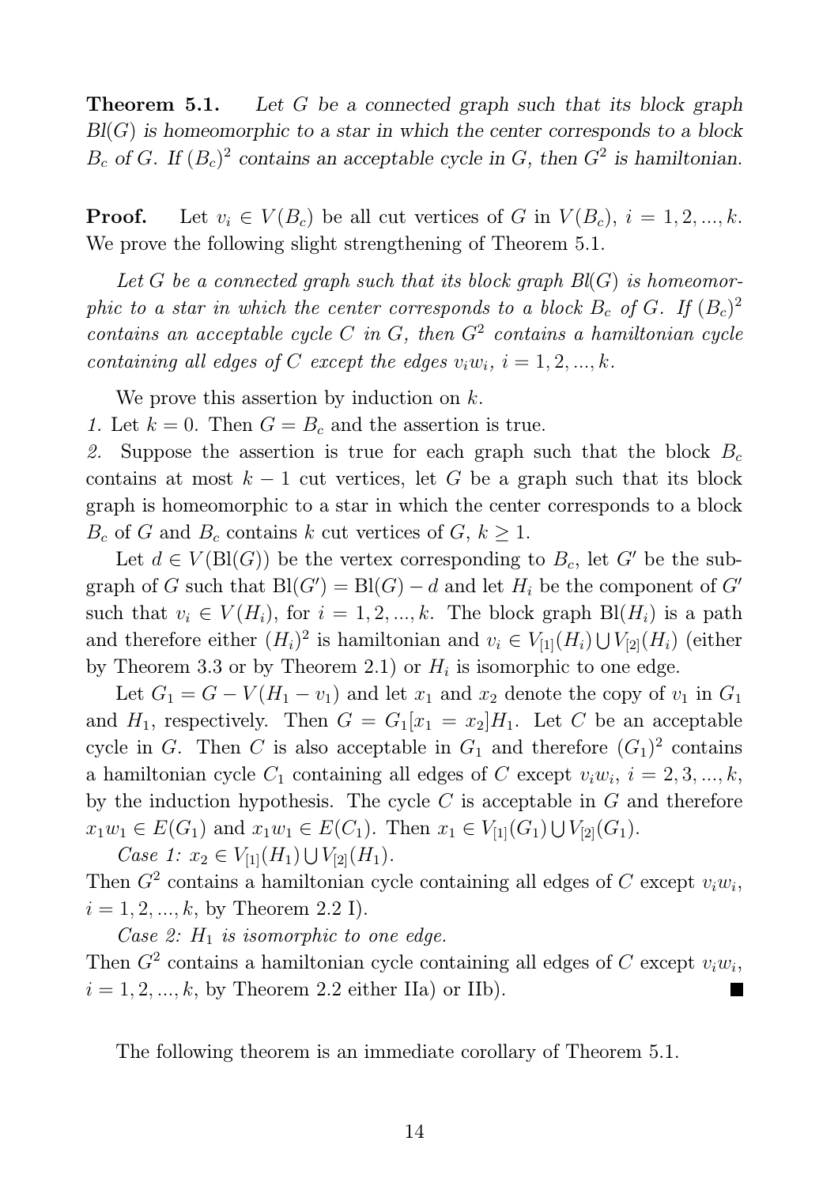**Theorem 5.1.** *Let $G$ be a connected graph such that its block graph $Bl(G)$ is homeomorphic to a star in which the center corresponds to a block $B_c$ of $G$. If $(B_c)^2$ contains an acceptable cycle in $G$, then $G^2$ is hamiltonian.*

**Proof.** Let $v_i \in V(B_c)$ be all cut vertices of $G$ in $V(B_c)$, $i = 1, 2, ..., k$. We prove the following slight strengthening of Theorem 5.1.

*Let $G$ be a connected graph such that its block graph $Bl(G)$ is homeomorphic to a star in which the center corresponds to a block $B_c$ of $G$. If $(B_c)^2$ contains an acceptable cycle $C$ in $G$, then $G^2$ contains a hamiltonian cycle containing all edges of $C$ except the edges $v_iw_i$, $i = 1, 2, ..., k$.*

We prove this assertion by induction on $k$.

*1.* Let $k = 0$. Then $G = B_c$ and the assertion is true.

*2.* Suppose the assertion is true for each graph such that the block $B_c$ contains at most $k - 1$ cut vertices, let $G$ be a graph such that its block graph is homeomorphic to a star in which the center corresponds to a block $B_c$ of $G$ and $B_c$ contains $k$ cut vertices of $G$, $k \geq 1$.

Let $d \in V(\mathrm{Bl}(G))$ be the vertex corresponding to $B_c$, let $G'$ be the subgraph of $G$ such that $\mathrm{Bl}(G') = \mathrm{Bl}(G) - d$ and let $H_i$ be the component of $G'$ such that $v_i \in V(H_i)$, for $i = 1, 2, ..., k$. The block graph $\mathrm{Bl}(H_i)$ is a path and therefore either $(H_i)^2$ is hamiltonian and $v_i \in V_{[1]}(H_i) \bigcup V_{[2]}(H_i)$ (either by Theorem 3.3 or by Theorem 2.1) or $H_i$ is isomorphic to one edge.

Let $G_1 = G - V(H_1 - v_1)$ and let $x_1$ and $x_2$ denote the copy of $v_1$ in $G_1$ and $H_1$, respectively. Then $G = G_1[x_1 = x_2]H_1$. Let $C$ be an acceptable cycle in $G$. Then $C$ is also acceptable in $G_1$ and therefore $(G_1)^2$ contains a hamiltonian cycle $C_1$ containing all edges of $C$ except $v_iw_i$, $i = 2, 3, ..., k$, by the induction hypothesis. The cycle $C$ is acceptable in $G$ and therefore $x_1w_1 \in E(G_1)$ and $x_1w_1 \in E(C_1)$. Then $x_1 \in V_{[1]}(G_1) \bigcup V_{[2]}(G_1)$.

*Case 1: $x_2 \in V_{[1]}(H_1) \bigcup V_{[2]}(H_1)$.*

Then $G^2$ contains a hamiltonian cycle containing all edges of $C$ except $v_iw_i$, $i = 1, 2, ..., k$, by Theorem 2.2 I).

*Case 2: $H_1$ is isomorphic to one edge.*

Then $G^2$ contains a hamiltonian cycle containing all edges of $C$ except $v_iw_i$, $i = 1, 2, ..., k$, by Theorem 2.2 either IIa) or IIb). ■

The following theorem is an immediate corollary of Theorem 5.1.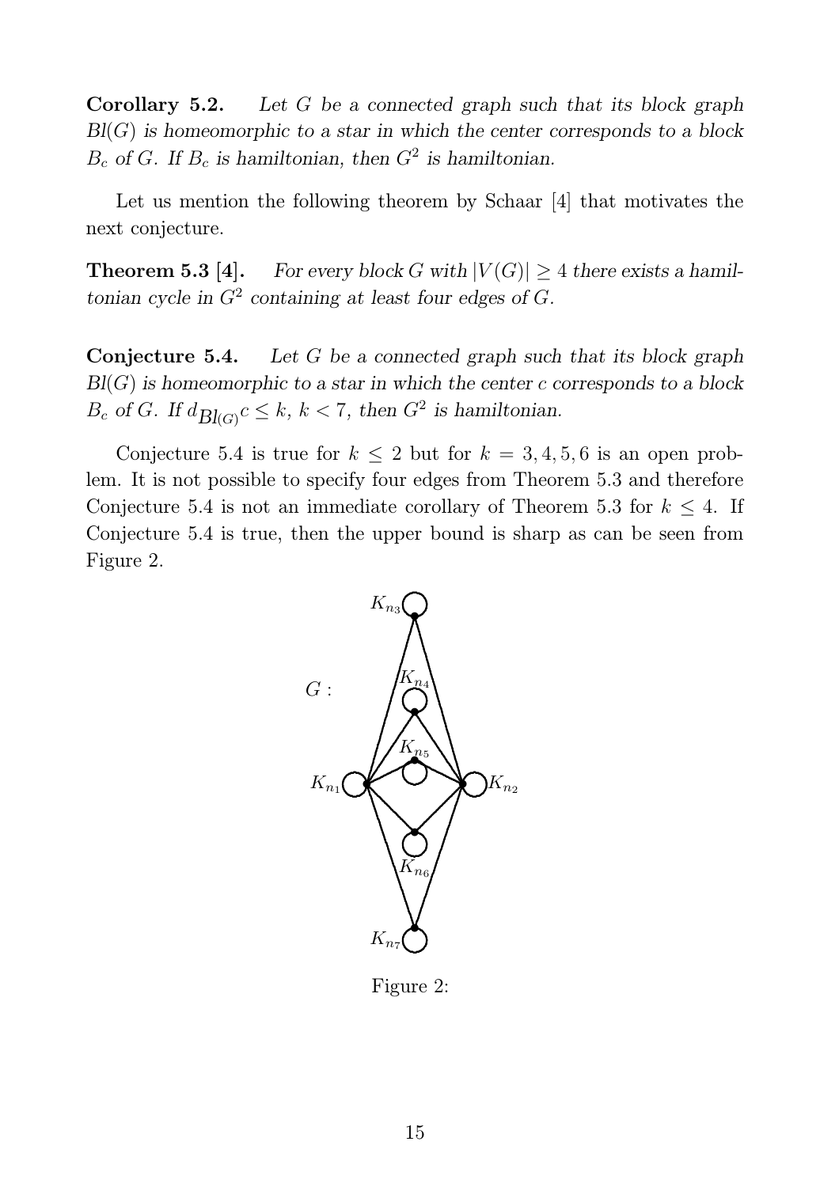**Corollary 5.2.** *Let $G$ be a connected graph such that its block graph $Bl(G)$ is homeomorphic to a star in which the center corresponds to a block $B_c$ of $G$. If $B_c$ is hamiltonian, then $G^2$ is hamiltonian.*

Let us mention the following theorem by Schaar [4] that motivates the next conjecture.

**Theorem 5.3 [4].** *For every block $G$ with $|V(G)| \geq 4$ there exists a hamiltonian cycle in $G^2$ containing at least four edges of $G$.*

**Conjecture 5.4.** *Let $G$ be a connected graph such that its block graph $Bl(G)$ is homeomorphic to a star in which the center $c$ corresponds to a block $B_c$ of $G$. If $d_{Bl(G)}c \leq k$, $k < 7$, then $G^2$ is hamiltonian.*

Conjecture 5.4 is true for $k \leq 2$ but for $k = 3, 4, 5, 6$ is an open problem. It is not possible to specify four edges from Theorem 5.3 and therefore Conjecture 5.4 is not an immediate corollary of Theorem 5.3 for $k \leq 4$. If Conjecture 5.4 is true, then the upper bound is sharp as can be seen from Figure 2.

Figure 2: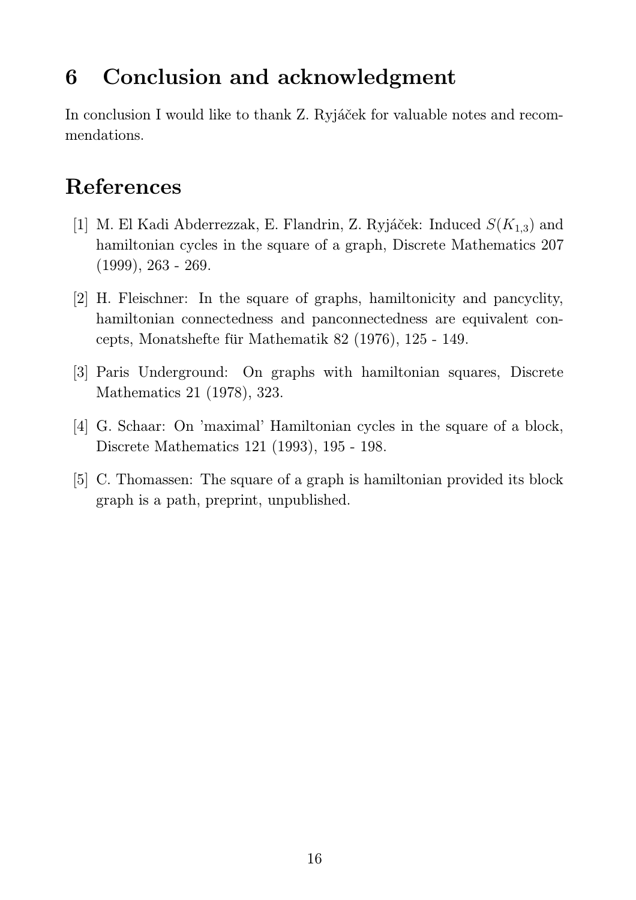## 6 Conclusion and acknowledgment

In conclusion I would like to thank Z. Ryjáček for valuable notes and recommendations.

## References

[1] M. El Kadi Abderrezzak, E. Flandrin, Z. Ryjáček: Induced $S(K_{1,3})$ and hamiltonian cycles in the square of a graph, Discrete Mathematics 207 (1999), 263 - 269.

[2] H. Fleischner: In the square of graphs, hamiltonicity and pancyclity, hamiltonian connectedness and panconnectedness are equivalent concepts, Monatshefte für Mathematik 82 (1976), 125 - 149.

[3] Paris Underground: On graphs with hamiltonian squares, Discrete Mathematics 21 (1978), 323.

[4] G. Schaar: On 'maximal' Hamiltonian cycles in the square of a block, Discrete Mathematics 121 (1993), 195 - 198.

[5] C. Thomassen: The square of a graph is hamiltonian provided its block graph is a path, preprint, unpublished.